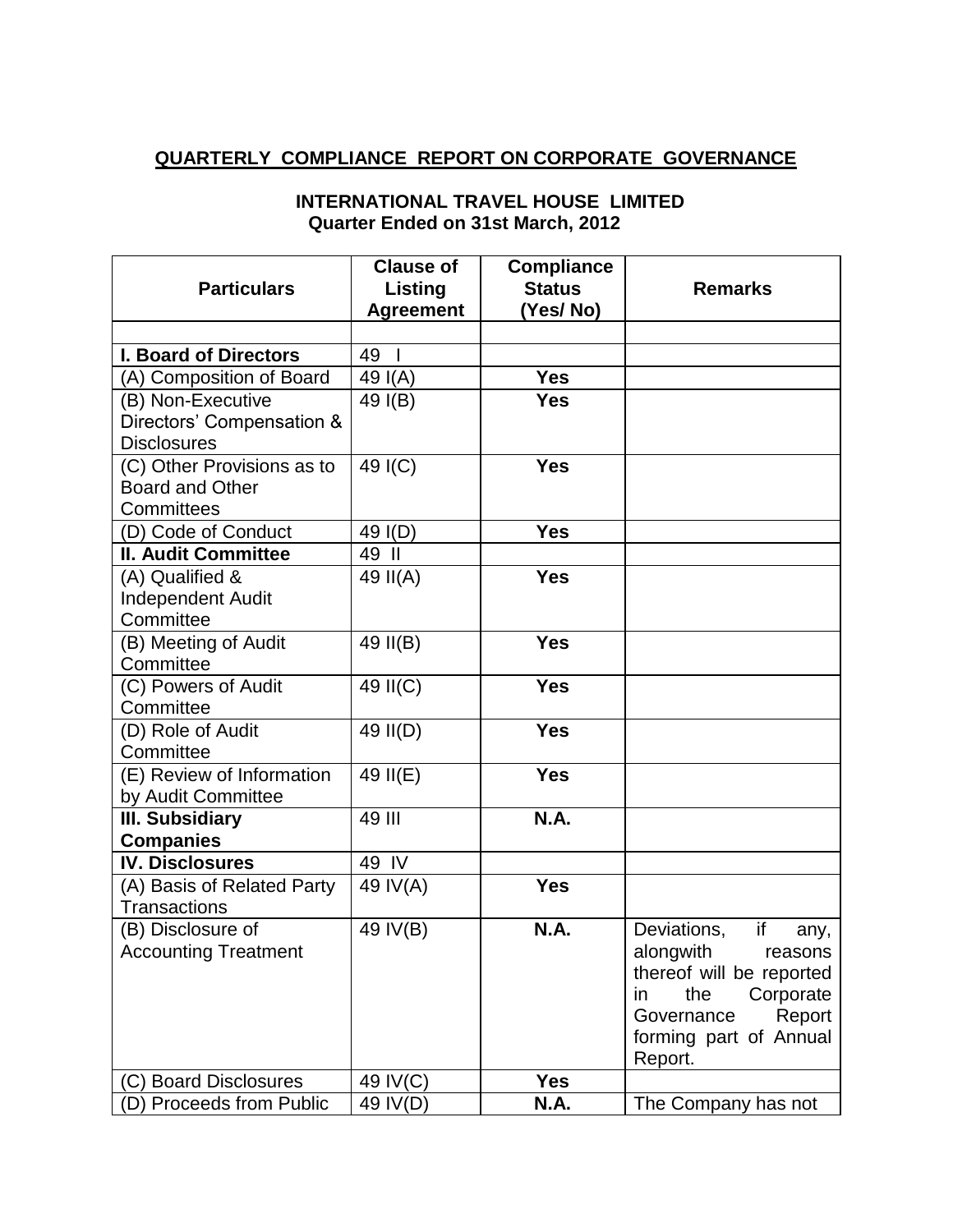# QUARTERLY COMPLIANCE REPORT ON CORPORATE GOVERNANCE

## INTERNATIONAL TRAVEL HOUSE LIMITED
### Quarter Ended on 31st March, 2012

| Particulars | Clause of Listing Agreement | Compliance Status (Yes/ No) | Remarks |
|---|---|---|---|
| | | | |
| **I. Board of Directors** | 49 I | | |
| (A) Composition of Board | 49 I(A) | **Yes** | |
| (B) Non-Executive Directors' Compensation & Disclosures | 49 I(B) | **Yes** | |
| (C) Other Provisions as to Board and Other Committees | 49 I(C) | **Yes** | |
| (D) Code of Conduct | 49 I(D) | **Yes** | |
| **II. Audit Committee** | 49 II | | |
| (A) Qualified & Independent Audit Committee | 49 II(A) | **Yes** | |
| (B) Meeting of Audit Committee | 49 II(B) | **Yes** | |
| (C) Powers of Audit Committee | 49 II(C) | **Yes** | |
| (D) Role of Audit Committee | 49 II(D) | **Yes** | |
| (E) Review of Information by Audit Committee | 49 II(E) | **Yes** | |
| **III. Subsidiary Companies** | 49 III | **N.A.** | |
| **IV. Disclosures** | 49 IV | | |
| (A) Basis of Related Party Transactions | 49 IV(A) | **Yes** | |
| (B) Disclosure of Accounting Treatment | 49 IV(B) | **N.A.** | Deviations, if any, alongwith reasons thereof will be reported in the Corporate Governance Report forming part of Annual Report. |
| (C) Board Disclosures | 49 IV(C) | **Yes** | |
| (D) Proceeds from Public | 49 IV(D) | **N.A.** | The Company has not |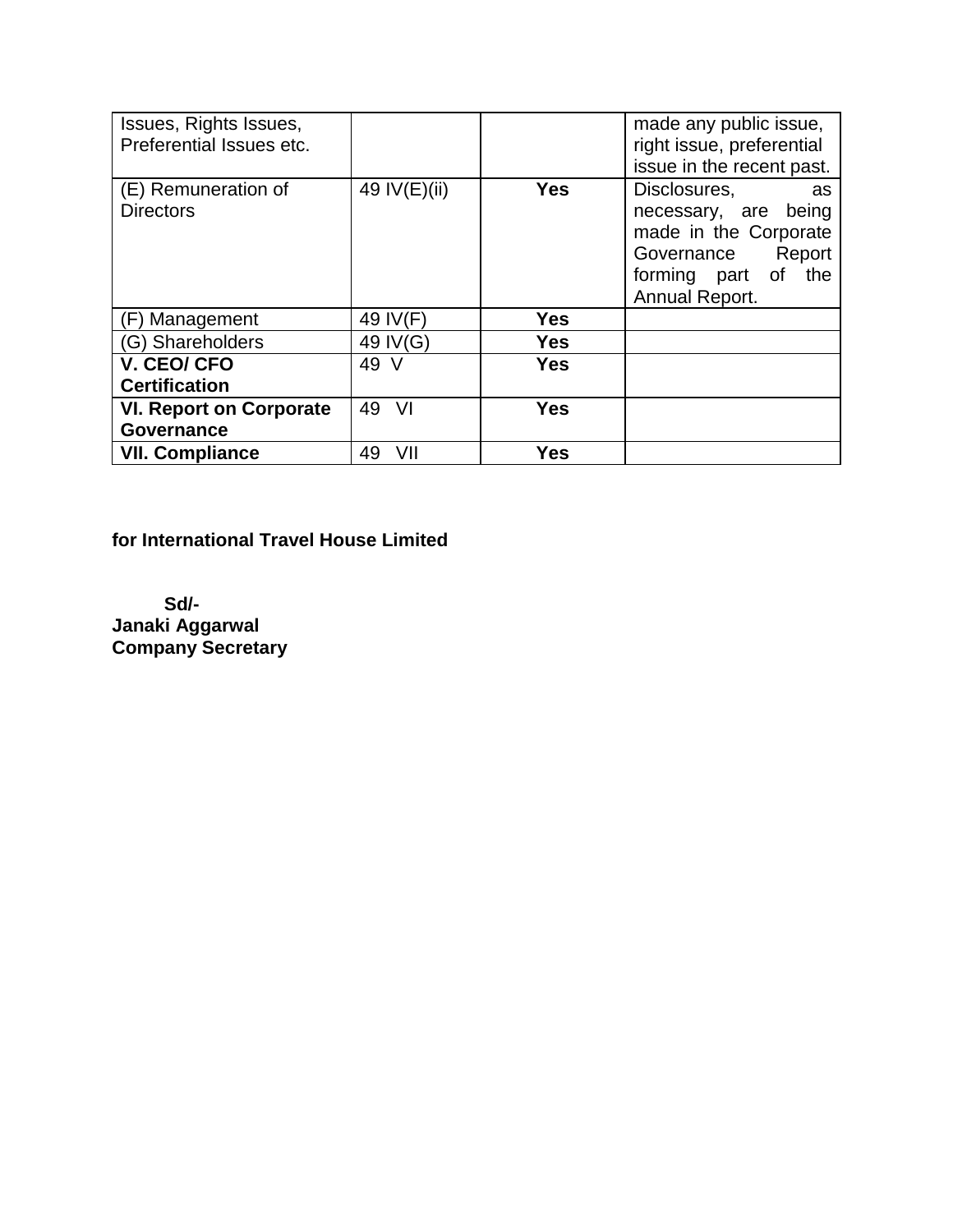| | | | |
|---|---|---|---|
| Issues, Rights Issues, Preferential Issues etc. | | | made any public issue, right issue, preferential issue in the recent past. |
| (E) Remuneration of Directors | 49 IV(E)(ii) | **Yes** | Disclosures, as necessary, are being made in the Corporate Governance Report forming part of the Annual Report. |
| (F) Management | 49 IV(F) | **Yes** | |
| (G) Shareholders | 49 IV(G) | **Yes** | |
| **V. CEO/ CFO Certification** | 49 V | **Yes** | |
| **VI. Report on Corporate Governance** | 49 VI | **Yes** | |
| **VII. Compliance** | 49 VII | **Yes** | |

**for International Travel House Limited**

**Sd/-**
**Janaki Aggarwal**
**Company Secretary**